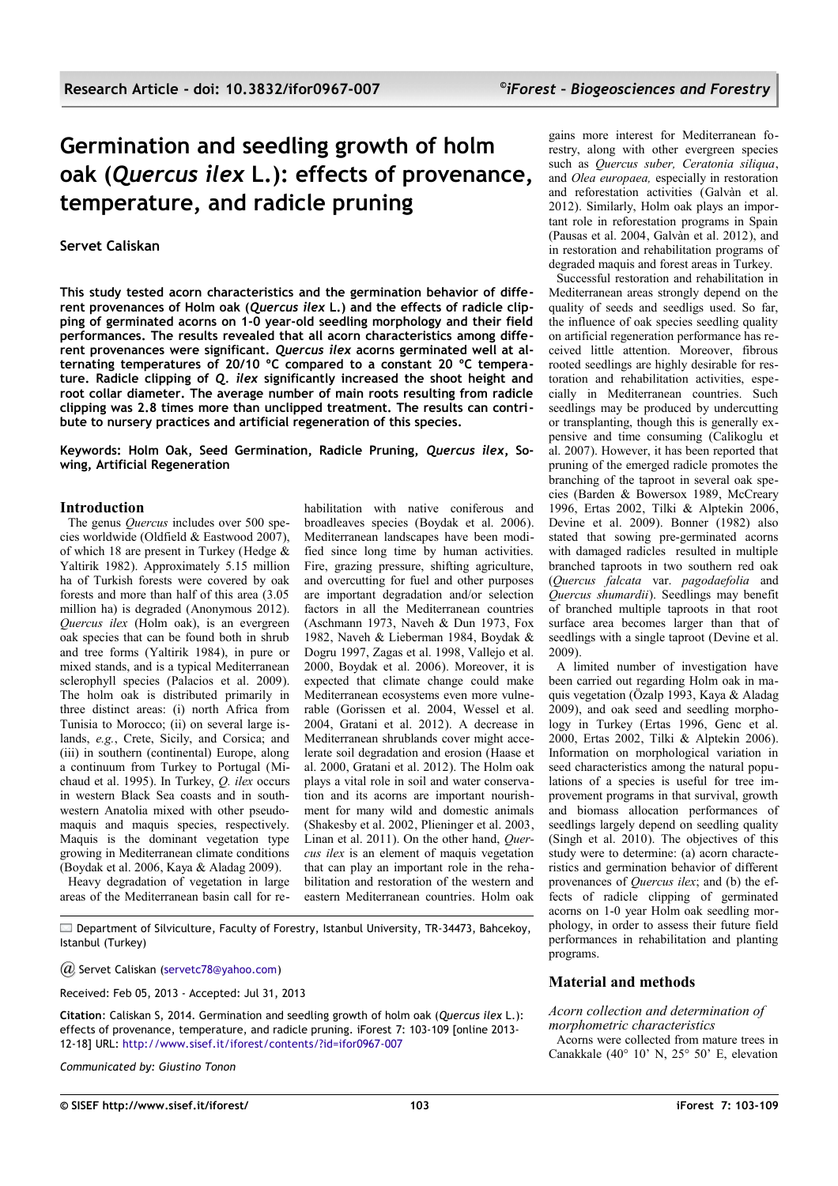# Germination and seedling growth of holm oak (*Quercus ilex* L.): effects of provenance, temperature, and radicle pruning

**Servet Caliskan**

**This study tested acorn characteristics and the germination behavior of different provenances of Holm oak (*Quercus ilex* L.) and the effects of radicle clipping of germinated acorns on 1-0 year-old seedling morphology and their field performances. The results revealed that all acorn characteristics among different provenances were significant. *Quercus ilex* acorns germinated well at alternating temperatures of 20/10 °C compared to a constant 20 °C temperature. Radicle clipping of *Q. ilex* significantly increased the shoot height and root collar diameter. The average number of main roots resulting from radicle clipping was 2.8 times more than unclipped treatment. The results can contribute to nursery practices and artificial regeneration of this species.**

**Keywords: Holm Oak, Seed Germination, Radicle Pruning, *Quercus ilex*, Sowing, Artificial Regeneration**

## Introduction

The genus *Quercus* includes over 500 species worldwide (Oldfield & Eastwood 2007), of which 18 are present in Turkey (Hedge & Yaltirik 1982). Approximately 5.15 million ha of Turkish forests were covered by oak forests and more than half of this area (3.05 million ha) is degraded (Anonymous 2012). *Quercus ilex* (Holm oak), is an evergreen oak species that can be found both in shrub and tree forms (Yaltirik 1984), in pure or mixed stands, and is a typical Mediterranean sclerophyll species (Palacios et al. 2009). The holm oak is distributed primarily in three distinct areas: (i) north Africa from Tunisia to Morocco; (ii) on several large islands, *e.g.*, Crete, Sicily, and Corsica; and (iii) in southern (continental) Europe, along a continuum from Turkey to Portugal (Michaud et al. 1995). In Turkey, *Q. ilex* occurs in western Black Sea coasts and in southwestern Anatolia mixed with other pseudomaquis and maquis species, respectively. Maquis is the dominant vegetation type growing in Mediterranean climate conditions (Boydak et al. 2006, Kaya & Aladag 2009).

Heavy degradation of vegetation in large areas of the Mediterranean basin call for rehabilitation with native coniferous and broadleaves species (Boydak et al. 2006). Mediterranean landscapes have been modified since long time by human activities. Fire, grazing pressure, shifting agriculture, and overcutting for fuel and other purposes are important degradation and/or selection factors in all the Mediterranean countries (Aschmann 1973, Naveh & Dun 1973, Fox 1982, Naveh & Lieberman 1984, Boydak & Dogru 1997, Zagas et al. 1998, Vallejo et al. 2000, Boydak et al. 2006). Moreover, it is expected that climate change could make Mediterranean ecosystems even more vulnerable (Gorissen et al. 2004, Wessel et al. 2004, Gratani et al. 2012). A decrease in Mediterranean shrublands cover might accelerate soil degradation and erosion (Haase et al. 2000, Gratani et al. 2012). The Holm oak plays a vital role in soil and water conservation and its acorns are important nourishment for many wild and domestic animals (Shakesby et al. 2002, Plieninger et al. 2003, Linan et al. 2011). On the other hand, *Quercus ilex* is an element of maquis vegetation that can play an important role in the rehabilitation and restoration of the western and eastern Mediterranean countries. Holm oak gains more interest for Mediterranean forestry, along with other evergreen species such as *Quercus suber, Ceratonia siliqua*, and *Olea europaea,* especially in restoration and reforestation activities (Galvàn et al. 2012). Similarly, Holm oak plays an important role in reforestation programs in Spain (Pausas et al. 2004, Galvàn et al. 2012), and in restoration and rehabilitation programs of degraded maquis and forest areas in Turkey.

Successful restoration and rehabilitation in Mediterranean areas strongly depend on the quality of seeds and seedligs used. So far, the influence of oak species seedling quality on artificial regeneration performance has received little attention. Moreover, fibrous rooted seedlings are highly desirable for restoration and rehabilitation activities, especially in Mediterranean countries. Such seedlings may be produced by undercutting or transplanting, though this is generally expensive and time consuming (Calikoglu et al. 2007). However, it has been reported that pruning of the emerged radicle promotes the branching of the taproot in several oak species (Barden & Bowersox 1989, McCreary 1996, Ertas 2002, Tilki & Alptekin 2006, Devine et al. 2009). Bonner (1982) also stated that sowing pre-germinated acorns with damaged radicles resulted in multiple branched taproots in two southern red oak (*Quercus falcata* var. *pagodaefolia* and *Quercus shumardii*). Seedlings may benefit of branched multiple taproots in that root surface area becomes larger than that of seedlings with a single taproot (Devine et al. 2009).

A limited number of investigation have been carried out regarding Holm oak in maquis vegetation (Özalp 1993, Kaya & Aladag 2009), and oak seed and seedling morphology in Turkey (Ertas 1996, Genc et al. 2000, Ertas 2002, Tilki & Alptekin 2006). Information on morphological variation in seed characteristics among the natural populations of a species is useful for tree improvement programs in that survival, growth and biomass allocation performances of seedlings largely depend on seedling quality (Singh et al. 2010). The objectives of this study were to determine: (a) acorn characteristics and germination behavior of different provenances of *Quercus ilex*; and (b) the effects of radicle clipping of germinated acorns on 1-0 year Holm oak seedling morphology, in order to assess their future field performances in rehabilitation and planting programs.

## Material and methods

### *Acorn collection and determination of morphometric characteristics*

Acorns were collected from mature trees in Canakkale (40° 10' N, 25° 50' E, elevation

Department of Silviculture, Faculty of Forestry, Istanbul University, TR-34473, Bahcekoy, Istanbul (Turkey)

@ Servet Caliskan (servetc78@yahoo.com)

Received: Feb 05, 2013 - Accepted: Jul 31, 2013

**Citation**: Caliskan S, 2014. Germination and seedling growth of holm oak (*Quercus ilex* L.): effects of provenance, temperature, and radicle pruning. iForest 7: 103-109 [online 2013-12-18] URL: http://www.sisef.it/iforest/contents/?id=ifor0967-007

*Communicated by: Giustino Tonon*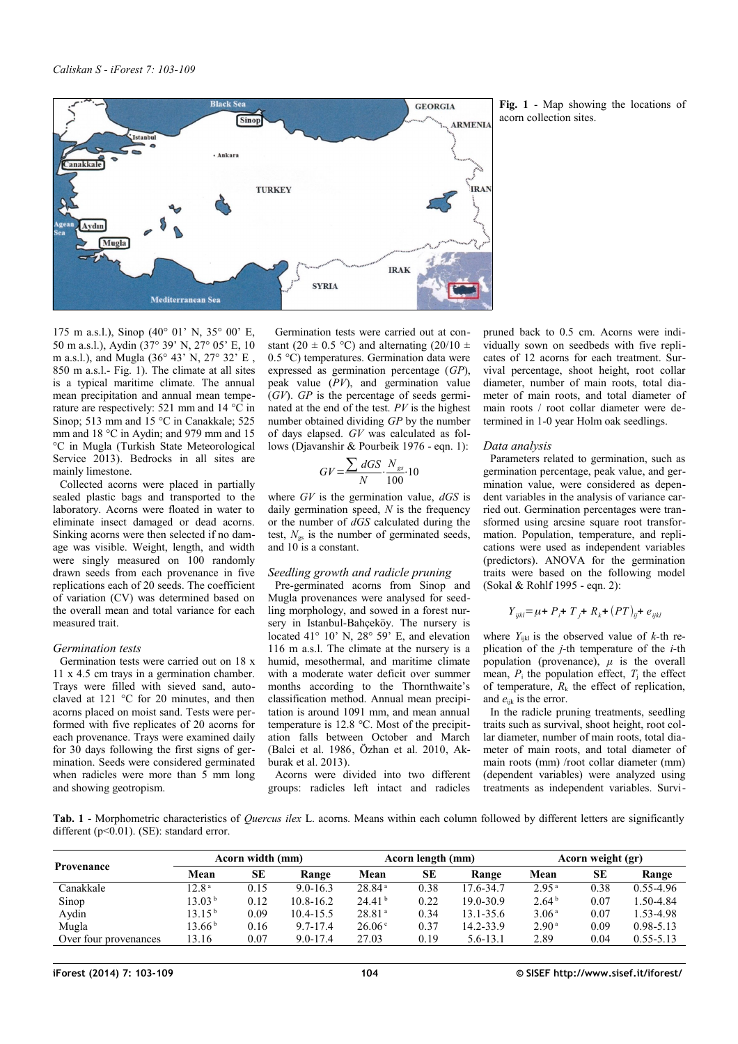Fig. 1 - Map showing the locations of acorn collection sites.

175 m a.s.l.), Sinop (40° 01' N, 35° 00' E, 50 m a.s.l.), Aydin (37° 39' N, 27° 05' E, 10 m a.s.l.), and Mugla (36° 43' N, 27° 32' E , 850 m a.s.l.- Fig. 1). The climate at all sites is a typical maritime climate. The annual mean precipitation and annual mean temperature are respectively: 521 mm and 14 °C in Sinop; 513 mm and 15 °C in Canakkale; 525 mm and 18 °C in Aydin; and 979 mm and 15 °C in Mugla (Turkish State Meteorological Service 2013). Bedrocks in all sites are mainly limestone.

Collected acorns were placed in partially sealed plastic bags and transported to the laboratory. Acorns were floated in water to eliminate insect damaged or dead acorns. Sinking acorns were then selected if no damage was visible. Weight, length, and width were singly measured on 100 randomly drawn seeds from each provenance in five replications each of 20 seeds. The coefficient of variation (CV) was determined based on the overall mean and total variance for each measured trait.

### Germination tests

Germination tests were carried out on 18 x 11 x 4.5 cm trays in a germination chamber. Trays were filled with sieved sand, autoclaved at 121 °C for 20 minutes, and then acorns placed on moist sand. Tests were performed with five replicates of 20 acorns for each provenance. Trays were examined daily for 30 days following the first signs of germination. Seeds were considered germinated when radicles were more than 5 mm long and showing geotropism.

Germination tests were carried out at constant (20 ± 0.5 °C) and alternating (20/10 ± 0.5 °C) temperatures. Germination data were expressed as germination percentage (*GP*), peak value (*PV*), and germination value (*GV*). *GP* is the percentage of seeds germinated at the end of the test. *PV* is the highest number obtained dividing *GP* by the number of days elapsed. *GV* was calculated as follows (Djavanshir & Pourbeik 1976 - eqn. 1):

$$GV = \frac{\sum dGS}{N} \cdot \frac{N_{gs}}{100} \cdot 10$$

where *GV* is the germination value, *dGS* is daily germination speed, *N* is the frequency or the number of *dGS* calculated during the test, $N_{gs}$ is the number of germinated seeds, and 10 is a constant.

### Seedling growth and radicle pruning

Pre-germinated acorns from Sinop and Mugla provenances were analysed for seedling morphology, and sowed in a forest nursery in Istanbul-Bahçeköy. The nursery is located 41° 10' N, 28° 59' E, and elevation 116 m a.s.l. The climate at the nursery is a humid, mesothermal, and maritime climate with a moderate water deficit over summer months according to the Thornthwaite's classification method. Annual mean precipitation is around 1091 mm, and mean annual temperature is 12.8 °C. Most of the precipitation falls between October and March (Balci et al. 1986, Özhan et al. 2010, Akburak et al. 2013).

Acorns were divided into two different groups: radicles left intact and radicles pruned back to 0.5 cm. Acorns were individually sown on seedbeds with five replicates of 12 acorns for each treatment. Survival percentage, shoot height, root collar diameter, number of main roots, total diameter of main roots, and total diameter of main roots / root collar diameter were determined in 1-0 year Holm oak seedlings.

### Data analysis

Parameters related to germination, such as germination percentage, peak value, and germination value, were considered as dependent variables in the analysis of variance carried out. Germination percentages were transformed using arcsine square root transformation. Population, temperature, and replications were used as independent variables (predictors). ANOVA for the germination traits were based on the following model (Sokal & Rohlf 1995 - eqn. 2):

$$Y_{ijkl} = \mu + P_i + T_j + R_k + (PT)_{ij} + e_{ijkl}$$

where $Y_{ijkl}$ is the observed value of *k*-th replication of the *j*-th temperature of the *i*-th population (provenance), $\mu$ is the overall mean, $P_i$ the population effect, $T_j$ the effect of temperature, $R_k$ the effect of replication, and $e_{ijk}$ is the error.

In the radicle pruning treatments, seedling traits such as survival, shoot height, root collar diameter, number of main roots, total diameter of main roots, and total diameter of main roots (mm) /root collar diameter (mm) (dependent variables) were analyzed using treatments as independent variables. Survi-

Tab. 1 - Morphometric characteristics of *Quercus ilex* L. acorns. Means within each column followed by different letters are significantly different (p<0.01). (SE): standard error.

| Provenance | Acorn width (mm) | | | Acorn length (mm) | | | Acorn weight (gr) | | |
|---|---|---|---|---|---|---|---|---|---|
| | Mean | SE | Range | Mean | SE | Range | Mean | SE | Range |
| Canakkale | 12.8 [a] | 0.15 | 9.0-16.3 | 28.84 [a] | 0.38 | 17.6-34.7 | 2.95 [a] | 0.38 | 0.55-4.96 |
| Sinop | 13.03 [b] | 0.12 | 10.8-16.2 | 24.41 [b] | 0.22 | 19.0-30.9 | 2.64 [b] | 0.07 | 1.50-4.84 |
| Aydin | 13.15 [b] | 0.09 | 10.4-15.5 | 28.81 [a] | 0.34 | 13.1-35.6 | 3.06 [a] | 0.07 | 1.53-4.98 |
| Mugla | 13.66 [b] | 0.16 | 9.7-17.4 | 26.06 [c] | 0.37 | 14.2-33.9 | 2.90 [a] | 0.09 | 0.98-5.13 |
| Over four provenances | 13.16 | 0.07 | 9.0-17.4 | 27.03 | 0.19 | 5.6-13.1 | 2.89 | 0.04 | 0.55-5.13 |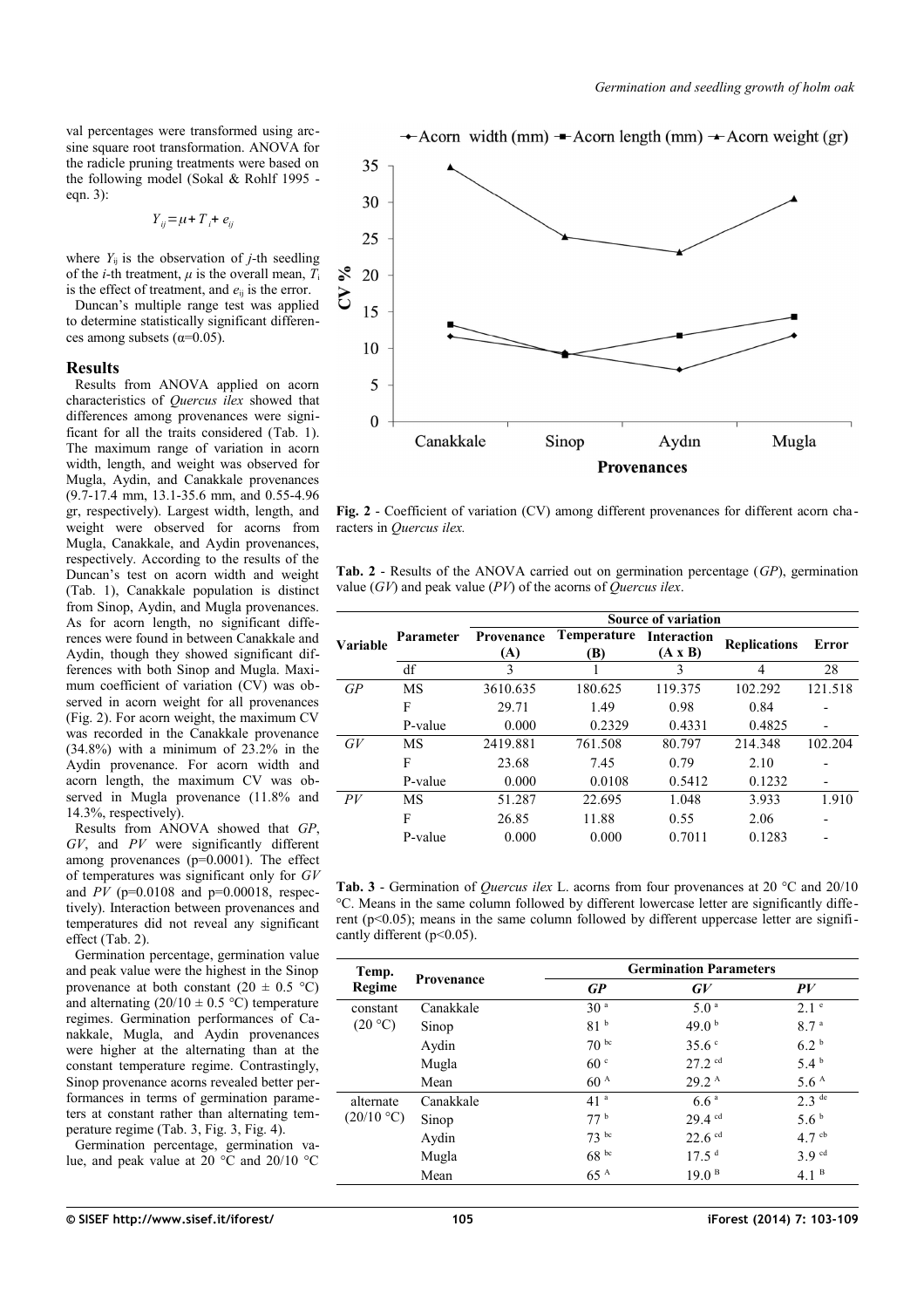val percentages were transformed using arcsine square root transformation. ANOVA for the radicle pruning treatments were based on the following model (Sokal & Rohlf 1995 - eqn. 3):

$$Y_{ij} = \mu + T_i + e_{ij}$$

where $Y_{ij}$ is the observation of *j*-th seedling of the *i*-th treatment, $\mu$ is the overall mean, $T_i$ is the effect of treatment, and $e_{ij}$ is the error.

Duncan's multiple range test was applied to determine statistically significant differences among subsets ($\alpha$=0.05).

## Results

Results from ANOVA applied on acorn characteristics of *Quercus ilex* showed that differences among provenances were significant for all the traits considered (Tab. 1). The maximum range of variation in acorn width, length, and weight was observed for Mugla, Aydin, and Canakkale provenances (9.7-17.4 mm, 13.1-35.6 mm, and 0.55-4.96 gr, respectively). Largest width, length, and weight were observed for acorns from Mugla, Canakkale, and Aydin provenances, respectively. According to the results of the Duncan's test on acorn width and weight (Tab. 1), Canakkale population is distinct from Sinop, Aydin, and Mugla provenances. As for acorn length, no significant differences were found in between Canakkale and Aydin, though they showed significant differences with both Sinop and Mugla. Maximum coefficient of variation (CV) was observed in acorn weight for all provenances (Fig. 2). For acorn weight, the maximum CV was recorded in the Canakkale provenance (34.8%) with a minimum of 23.2% in the Aydin provenance. For acorn width and acorn length, the maximum CV was observed in Mugla provenance (11.8% and 14.3%, respectively).

Results from ANOVA showed that *GP*, *GV*, and *PV* were significantly different among provenances (p=0.0001). The effect of temperatures was significant only for *GV* and *PV* (p=0.0108 and p=0.00018, respectively). Interaction between provenances and temperatures did not reveal any significant effect (Tab. 2).

Germination percentage, germination value and peak value were the highest in the Sinop provenance at both constant (20 ± 0.5 °C) and alternating (20/10 ± 0.5 °C) temperature regimes. Germination performances of Canakkale, Mugla, and Aydin provenances were higher at the alternating than at the constant temperature regime. Contrastingly, Sinop provenance acorns revealed better performances in terms of germination parameters at constant rather than alternating temperature regime (Tab. 3, Fig. 3, Fig. 4).

Germination percentage, germination value, and peak value at 20 °C and 20/10 °C

**Fig. 2** - Coefficient of variation (CV) among different provenances for different acorn characters in *Quercus ilex.*

**Tab. 2** - Results of the ANOVA carried out on germination percentage (*GP*), germination value (*GV*) and peak value (*PV*) of the acorns of *Quercus ilex*.

| Variable | Parameter | Source of variation | | | | |
|---|---|---|---|---|---|---|
| | | Provenance (A) | Temperature (B) | Interaction (A x B) | Replications | Error |
| | df | 3 | 1 | 3 | 4 | 28 |
| *GP* | MS | 3610.635 | 180.625 | 119.375 | 102.292 | 121.518 |
| | F | 29.71 | 1.49 | 0.98 | 0.84 | - |
| | P-value | 0.000 | 0.2329 | 0.4331 | 0.4825 | - |
| *GV* | MS | 2419.881 | 761.508 | 80.797 | 214.348 | 102.204 |
| | F | 23.68 | 7.45 | 0.79 | 2.10 | - |
| | P-value | 0.000 | 0.0108 | 0.5412 | 0.1232 | - |
| *PV* | MS | 51.287 | 22.695 | 1.048 | 3.933 | 1.910 |
| | F | 26.85 | 11.88 | 0.55 | 2.06 | - |
| | P-value | 0.000 | 0.000 | 0.7011 | 0.1283 | - |

**Tab. 3** - Germination of *Quercus ilex* L. acorns from four provenances at 20 °C and 20/10 °C. Means in the same column followed by different lowercase letter are significantly different (p<0.05); means in the same column followed by different uppercase letter are significantly different (p<0.05).

| Temp. Regime | Provenance | Germination Parameters | | |
|---|---|---|---|---|
| | | *GP* | *GV* | *PV* |
| constant (20 °C) | Canakkale | 30 a | 5.0 a | 2.1 e |
| | Sinop | 81 b | 49.0 b | 8.7 a |
| | Aydin | 70 bc | 35.6 c | 6.2 b |
| | Mugla | 60 c | 27.2 cd | 5.4 b |
| | Mean | 60 A | 29.2 A | 5.6 A |
| alternate (20/10 °C) | Canakkale | 41 a | 6.6 a | 2.3 de |
| | Sinop | 77 b | 29.4 cd | 5.6 b |
| | Aydin | 73 bc | 22.6 cd | 4.7 cb |
| | Mugla | 68 bc | 17.5 d | 3.9 cd |
| | Mean | 65 A | 19.0 B | 4.1 B |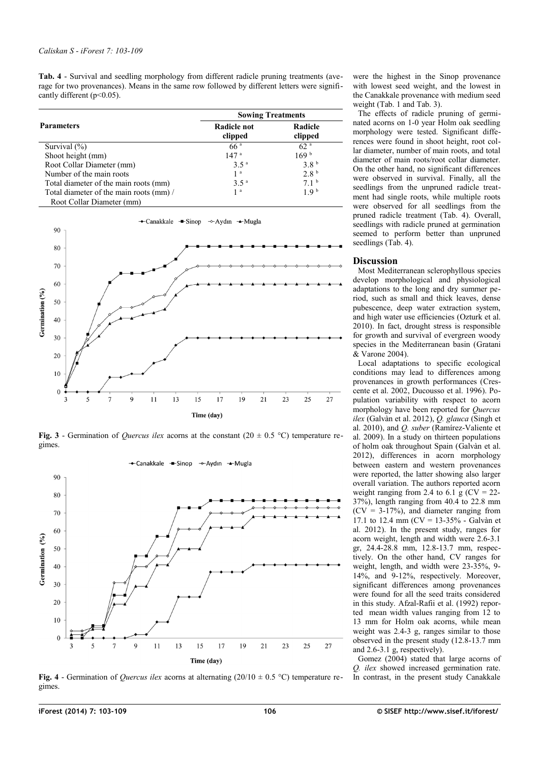**Tab. 4** - Survival and seedling morphology from different radicle pruning treatments (average for two provenances). Means in the same row followed by different letters were significantly different (p<0.05).

| Parameters | Sowing Treatments | |
|---|---|---|
| | Radicle not clipped | Radicle clipped |
| Survival (%) | 66 [a] | 62 [a] |
| Shoot height (mm) | 147 [a] | 169 [b] |
| Root Collar Diameter (mm) | 3.5 [a] | 3.8 [b] |
| Number of the main roots | 1 [a] | 2.8 [b] |
| Total diameter of the main roots (mm) | 3.5 [a] | 7.1 [b] |
| Total diameter of the main roots (mm) / Root Collar Diameter (mm) | 1 [a] | 1.9 [b] |

**Fig. 3** - Germination of *Quercus ilex* acorns at the constant (20 ± 0.5 °C) temperature regimes.

**Fig. 4** - Germination of *Quercus ilex* acorns at alternating (20/10 ± 0.5 °C) temperature regimes.

were the highest in the Sinop provenance with lowest seed weight, and the lowest in the Canakkale provenance with medium seed weight (Tab. 1 and Tab. 3).

The effects of radicle pruning of germinated acorns on 1-0 year Holm oak seedling morphology were tested. Significant differences were found in shoot height, root collar diameter, number of main roots, and total diameter of main roots/root collar diameter. On the other hand, no significant differences were observed in survival. Finally, all the seedlings from the unpruned radicle treatment had single roots, while multiple roots were observed for all seedlings from the pruned radicle treatment (Tab. 4). Overall, seedlings with radicle pruned at germination seemed to perform better than unpruned seedlings (Tab. 4).

## Discussion

Most Mediterranean sclerophyllous species develop morphological and physiological adaptations to the long and dry summer period, such as small and thick leaves, dense pubescence, deep water extraction system, and high water use efficiencies (Ozturk et al. 2010). In fact, drought stress is responsible for growth and survival of evergreen woody species in the Mediterranean basin (Gratani & Varone 2004).

Local adaptations to specific ecological conditions may lead to differences among provenances in growth performances (Crescente et al. 2002, Ducousso et al. 1996). Population variability with respect to acorn morphology have been reported for *Quercus ilex* (Galvàn et al. 2012), *Q. glauca* (Singh et al. 2010), and *Q. suber* (Ramírez-Valiente et al. 2009). In a study on thirteen populations of holm oak throughout Spain (Galvàn et al. 2012), differences in acorn morphology between eastern and western provenances were reported, the latter showing also larger overall variation. The authors reported acorn weight ranging from 2.4 to 6.1 g (CV = 22-37%), length ranging from 40.4 to 22.8 mm (CV = 3-17%), and diameter ranging from 17.1 to 12.4 mm (CV = 13-35% - Galvàn et al. 2012). In the present study, ranges for acorn weight, length and width were 2.6-3.1 gr, 24.4-28.8 mm, 12.8-13.7 mm, respectively. On the other hand, CV ranges for weight, length, and width were 23-35%, 9-14%, and 9-12%, respectively. Moreover, significant differences among provenances were found for all the seed traits considered in this study. Afzal-Rafii et al. (1992) reported mean width values ranging from 12 to 13 mm for Holm oak acorns, while mean weight was 2.4-3 g, ranges similar to those observed in the present study (12.8-13.7 mm and 2.6-3.1 g, respectively).

Gomez (2004) stated that large acorns of *Q. ilex* showed increased germination rate. In contrast, in the present study Canakkale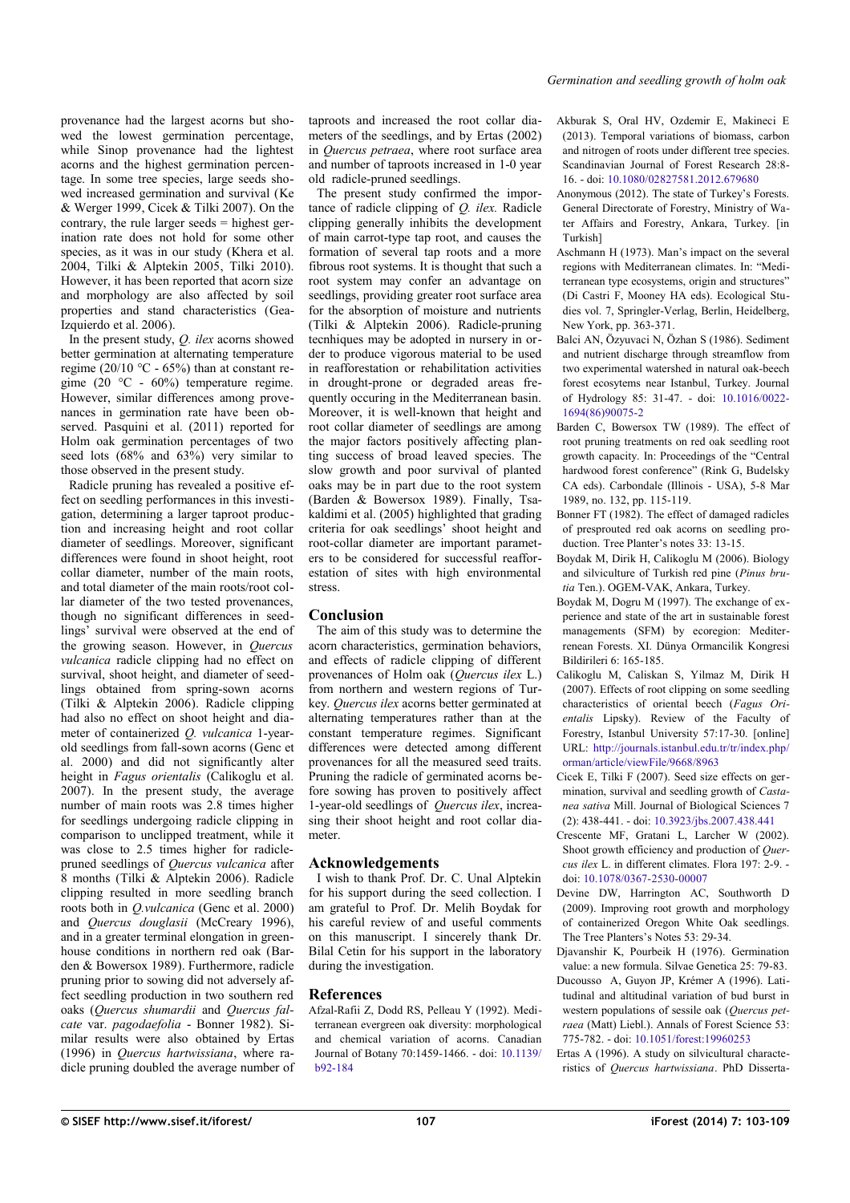provenance had the largest acorns but showed the lowest germination percentage, while Sinop provenance had the lightest acorns and the highest germination percentage. In some tree species, large seeds showed increased germination and survival (Ke & Werger 1999, Cicek & Tilki 2007). On the contrary, the rule larger seeds = highest gerination rate does not hold for some other species, as it was in our study (Khera et al. 2004, Tilki & Alptekin 2005, Tilki 2010). However, it has been reported that acorn size and morphology are also affected by soil properties and stand characteristics (Gea-Izquierdo et al. 2006).

In the present study, *Q. ilex* acorns showed better germination at alternating temperature regime (20/10 °C - 65%) than at constant regime (20 °C - 60%) temperature regime. However, similar differences among provenances in germination rate have been observed. Pasquini et al. (2011) reported for Holm oak germination percentages of two seed lots (68% and 63%) very similar to those observed in the present study.

Radicle pruning has revealed a positive effect on seedling performances in this investigation, determining a larger taproot production and increasing height and root collar diameter of seedlings. Moreover, significant differences were found in shoot height, root collar diameter, number of the main roots, and total diameter of the main roots/root collar diameter of the two tested provenances, though no significant differences in seedlings' survival were observed at the end of the growing season. However, in *Quercus vulcanica* radicle clipping had no effect on survival, shoot height, and diameter of seedlings obtained from spring-sown acorns (Tilki & Alptekin 2006). Radicle clipping had also no effect on shoot height and diameter of containerized *Q. vulcanica* 1-year-old seedlings from fall-sown acorns (Genc et al. 2000) and did not significantly alter height in *Fagus orientalis* (Calikoglu et al. 2007). In the present study, the average number of main roots was 2.8 times higher for seedlings undergoing radicle clipping in comparison to unclipped treatment, while it was close to 2.5 times higher for radicle-pruned seedlings of *Quercus vulcanica* after 8 months (Tilki & Alptekin 2006). Radicle clipping resulted in more seedling branch roots both in *Q.vulcanica* (Genc et al. 2000) and *Quercus douglasii* (McCreary 1996), and in a greater terminal elongation in greenhouse conditions in northern red oak (Barden & Bowersox 1989). Furthermore, radicle pruning prior to sowing did not adversely affect seedling production in two southern red oaks (*Quercus shumardii* and *Quercus falcate* var. *pagodaefolia* - Bonner 1982). Similar results were also obtained by Ertas (1996) in *Quercus hartwissiana*, where radicle pruning doubled the average number of taproots and increased the root collar diameters of the seedlings, and by Ertas (2002) in *Quercus petraea*, where root surface area and number of taproots increased in 1-0 year old radicle-pruned seedlings.

The present study confirmed the importance of radicle clipping of *Q. ilex.* Radicle clipping generally inhibits the development of main carrot-type tap root, and causes the formation of several tap roots and a more fibrous root systems. It is thought that such a root system may confer an advantage on seedlings, providing greater root surface area for the absorption of moisture and nutrients (Tilki & Alptekin 2006). Radicle-pruning tecnhiques may be adopted in nursery in order to produce vigorous material to be used in reafforestation or rehabilitation activities in drought-prone or degraded areas frequently occuring in the Mediterranean basin. Moreover, it is well-known that height and root collar diameter of seedlings are among the major factors positively affecting planting success of broad leaved species. The slow growth and poor survival of planted oaks may be in part due to the root system (Barden & Bowersox 1989). Finally, Tsakaldimi et al. (2005) highlighted that grading criteria for oak seedlings' shoot height and root-collar diameter are important parameters to be considered for successful reafforestation of sites with high environmental stress.

## Conclusion

The aim of this study was to determine the acorn characteristics, germination behaviors, and effects of radicle clipping of different provenances of Holm oak (*Quercus ilex* L.) from northern and western regions of Turkey. *Quercus ilex* acorns better germinated at alternating temperatures rather than at the constant temperature regimes. Significant differences were detected among different provenances for all the measured seed traits. Pruning the radicle of germinated acorns before sowing has proven to positively affect 1-year-old seedlings of *Quercus ilex*, increasing their shoot height and root collar diameter.

## Acknowledgements

I wish to thank Prof. Dr. C. Unal Alptekin for his support during the seed collection. I am grateful to Prof. Dr. Melih Boydak for his careful review of and useful comments on this manuscript. I sincerely thank Dr. Bilal Cetin for his support in the laboratory during the investigation.

## References

Afzal-Rafii Z, Dodd RS, Pelleau Y (1992). Mediterranean evergreen oak diversity: morphological and chemical variation of acorns. Canadian Journal of Botany 70:1459-1466. - doi: 10.1139/b92-184

Akburak S, Oral HV, Ozdemir E, Makineci E (2013). Temporal variations of biomass, carbon and nitrogen of roots under different tree species. Scandinavian Journal of Forest Research 28:8-16. - doi: 10.1080/02827581.2012.679680

Anonymous (2012). The state of Turkey's Forests. General Directorate of Forestry, Ministry of Water Affairs and Forestry, Ankara, Turkey. [in Turkish]

Aschmann H (1973). Man's impact on the several regions with Mediterranean climates. In: "Mediterranean type ecosystems, origin and structures" (Di Castri F, Mooney HA eds). Ecological Studies vol. 7, Springler-Verlag, Berlin, Heidelberg, New York, pp. 363-371.

Balci AN, Özyuvaci N, Özhan S (1986). Sediment and nutrient discharge through streamflow from two experimental watershed in natural oak-beech forest ecosytems near Istanbul, Turkey. Journal of Hydrology 85: 31-47. - doi: 10.1016/0022-1694(86)90075-2

Barden C, Bowersox TW (1989). The effect of root pruning treatments on red oak seedling root growth capacity. In: Proceedings of the "Central hardwood forest conference" (Rink G, Budelsky CA eds). Carbondale (Illinois - USA), 5-8 Mar 1989, no. 132, pp. 115-119.

Bonner FT (1982). The effect of damaged radicles of presprouted red oak acorns on seedling production. Tree Planter's notes 33: 13-15.

Boydak M, Dirik H, Calikoglu M (2006). Biology and silviculture of Turkish red pine (*Pinus brutia* Ten.). OGEM-VAK, Ankara, Turkey.

Boydak M, Dogru M (1997). The exchange of experience and state of the art in sustainable forest managements (SFM) by ecoregion: Mediterrenean Forests. XI. Dünya Ormancilik Kongresi Bildirileri 6: 165-185.

Calikoglu M, Caliskan S, Yilmaz M, Dirik H (2007). Effects of root clipping on some seedling characteristics of oriental beech (*Fagus Orientalis* Lipsky). Review of the Faculty of Forestry, Istanbul University 57:17-30. [online] URL: http://journals.istanbul.edu.tr/tr/index.php/orman/article/viewFile/9668/8963

Cicek E, Tilki F (2007). Seed size effects on germination, survival and seedling growth of *Castanea sativa* Mill. Journal of Biological Sciences 7 (2): 438-441. - doi: 10.3923/jbs.2007.438.441

Crescente MF, Gratani L, Larcher W (2002). Shoot growth efficiency and production of *Quercus ilex* L. in different climates. Flora 197: 2-9. - doi: 10.1078/0367-2530-00007

Devine DW, Harrington AC, Southworth D (2009). Improving root growth and morphology of containerized Oregon White Oak seedlings. The Tree Planters's Notes 53: 29-34.

Djavanshir K, Pourbeik H (1976). Germination value: a new formula. Silvae Genetica 25: 79-83.

Ducousso A, Guyon JP, Krémer A (1996). Latitudinal and altitudinal variation of bud burst in western populations of sessile oak (*Quercus petraea* (Matt) Liebl.). Annals of Forest Science 53: 775-782. - doi: 10.1051/forest:19960253

Ertas A (1996). A study on silvicultural characteristics of *Quercus hartwissiana*. PhD Disserta-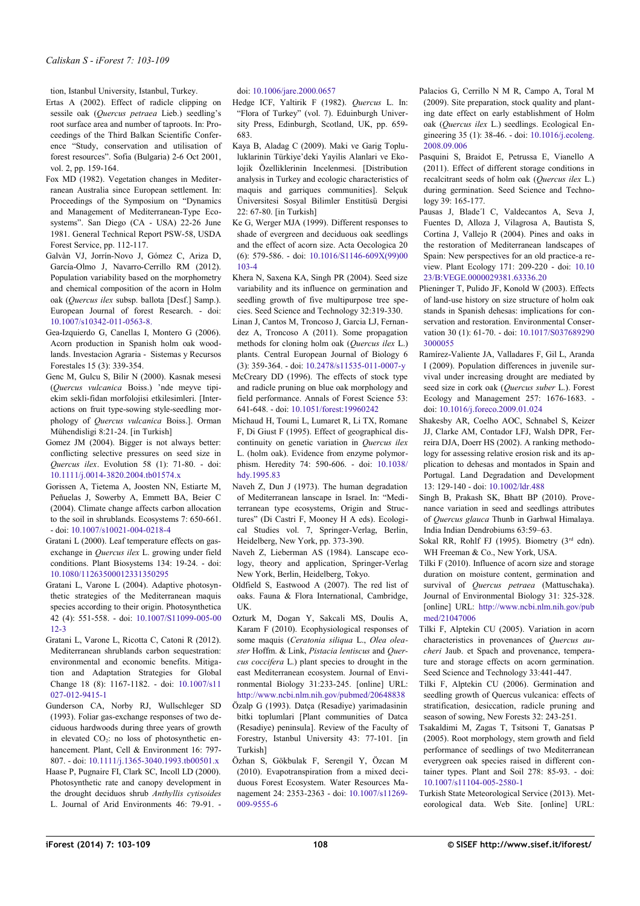tion, Istanbul University, Istanbul, Turkey.

Ertas A (2002). Effect of radicle clipping on sessile oak (*Quercus petraea* Lieb.) seedling's root surface area and number of taproots. In: Proceedings of the Third Balkan Scientific Conference "Study, conservation and utilisation of forest resources". Sofia (Bulgaria) 2-6 Oct 2001, vol. 2, pp. 159-164.

Fox MD (1982). Vegetation changes in Mediterranean Australia since European settlement. In: Proceedings of the Symposium on "Dynamics and Management of Mediterranean-Type Ecosystems". San Diego (CA - USA) 22-26 June 1981. General Technical Report PSW-58, USDA Forest Service, pp. 112-117.

Galvàn VJ, Jorrín-Novo J, Gómez C, Ariza D, García-Olmo J, Navarro-Cerrillo RM (2012). Population variability based on the morphometry and chemical composition of the acorn in Holm oak (*Quercus ilex* subsp. ballota [Desf.] Samp.). European Journal of Forest Research. - doi: 10.1007/s10342-011-0563-8.

Gea-Izquierdo G, Canellas I, Montero G (2006). Acorn production in Spanish holm oak woodlands. Investacion Agraria - Sistemas y Recursos Forestales 15 (3): 339-354.

Genc M, Gulcu S, Bilir N (2000). Kasnak mesesi (*Quercus vulcanica* Boiss.) 'nde meyve tipiekim sekli-fidan morfolojisi etkilesimleri. [Interactions on fruit type-sowing style-seedling morphology of *Quercus vulcanica* Boiss.]. Orman Mühendisligi 8:21-24. [in Turkish]

Gomez JM (2004). Bigger is not always better: conflicting selective pressures on seed size in *Quercus ilex*. Evolution 58 (1): 71-80. - doi: 10.1111/j.0014-3820.2004.tb01574.x

Gorissen A, Tietema A, Joosten NN, Estiarte M, Peñuelas J, Sowerby A, Emmett BA, Beier C (2004). Climate change affects carbon allocation to the soil in shrublands. Ecosystems 7: 650-661. - doi: 10.1007/s10021-004-0218-4

Gratani L (2000). Leaf temperature effects on gas-exchange in *Quercus ilex* L. growing under field conditions. Plant Biosystems 134: 19-24. - doi: 10.1080/11263500012331350295

Gratani L, Varone L (2004). Adaptive photosynthetic strategies of the Mediterranean maquis species according to their origin. Photosynthetica 42 (4): 551-558. - doi: 10.1007/S11099-005-0012-3

Gratani L, Varone L, Ricotta C, Catoni R (2012). Mediterranean shrublands carbon sequestration: environmental and economic benefits. Mitigation and Adaptation Strategies for Global Change 18 (8): 1167-1182. - doi: 10.1007/s11027-012-9415-1

Gunderson CA, Norby RJ, Wullschleger SD (1993). Foliar gas-exchange responses of two deciduous hardwoods during three years of growth in elevated $CO_2$: no loss of photosynthetic enhancement. Plant, Cell & Environment 16: 797-807. - doi: 10.1111/j.1365-3040.1993.tb00501.x

Haase P, Pugnaire FI, Clark SC, Incoll LD (2000). Photosynthetic rate and canopy development in the drought deciduous shrub *Anthyllis cytisoides* L. Journal of Arid Environments 46: 79-91. - doi: 10.1006/jare.2000.0657

Hedge ICF, Yaltirik F (1982). *Quercus* L. In: "Flora of Turkey" (vol. 7). Eduinburgh University Press, Edinburgh, Scotland, UK, pp. 659-683.

Kaya B, Aladag C (2009). Maki ve Garig Toplu-luklarinin Türkiye'deki Yayilis Alanlari ve Ekolojik Özelliklerinin Incelenmesi. [Distribution analysis in Turkey and ecologic characteristics of maquis and garriques communities]. Selçuk Üniversitesi Sosyal Bilimler Enstitüsü Dergisi 22: 67-80. [in Turkish]

Ke G, Werger MJA (1999). Different responses to shade of evergreen and deciduous oak seedlings and the effect of acorn size. Acta Oecologica 20 (6): 579-586. - doi: 10.1016/S1146-609X(99)00103-4

Khera N, Saxena KA, Singh PR (2004). Seed size variability and its influence on germination and seedling growth of five multipurpose tree species. Seed Science and Technology 32:319-330.

Linan J, Cantos M, Troncoso J, Garcia LJ, Fernandez A, Troncoso A (2011). Some propagation methods for cloning holm oak (*Quercus ilex* L.) plants. Central European Journal of Biology 6 (3): 359-364. - doi: 10.2478/s11535-011-0007-y

McCreary DD (1996). The effects of stock type and radicle pruning on blue oak morphology and field performance. Annals of Forest Science 53: 641-648. - doi: 10.1051/forest:19960242

Michaud H, Toumi L, Lumaret R, Li TX, Romane F, Di Giust F (1995). Effect of geographical discontinuity on genetic variation in *Quercus ilex* L. (holm oak). Evidence from enzyme polymorphism. Heredity 74: 590-606. - doi: 10.1038/hdy.1995.83

Naveh Z, Dun J (1973). The human degradation of Mediterranean lanscape in Israel. In: "Mediterranean type ecosystems, Origin and Structures" (Di Castri F, Mooney H A eds). Ecological Studies vol. 7, Springer-Verlag, Berlin, Heidelberg, New York, pp. 373-390.

Naveh Z, Lieberman AS (1984). Lanscape ecology, theory and application, Springer-Verlag New York, Berlin, Heidelberg, Tokyo.

Oldfield S, Eastwood A (2007). The red list of oaks. Fauna & Flora International, Cambridge, UK.

Ozturk M, Dogan Y, Sakcali MS, Doulis A, Karam F (2010). Ecophysiological responses of some maquis (*Ceratonia siliqua* L., *Olea oleaster* Hoffm. & Link, *Pistacia lentiscus* and *Quercus coccifera* L.) plant species to drought in the east Mediterranean ecosystem. Journal of Environmental Biology 31:233-245. [online] URL: http://www.ncbi.nlm.nih.gov/pubmed/20648838

Özalp G (1993). Datça (Resadiye) yarimadasinin bitki toplumlari [Plant communities of Datca (Resadiye) peninsula]. Review of the Faculty of Forestry, Istanbul University 43: 77-101. [in Turkish]

Özhan S, Gökbulak F, Serengil Y, Özcan M (2010). Evapotranspiration from a mixed deciduous Forest Ecosystem. Water Resources Management 24: 2353-2363 - doi: 10.1007/s11269-009-9555-6

Palacios G, Cerrillo N M R, Campo A, Toral M (2009). Site preparation, stock quality and planting date effect on early establishment of Holm oak (*Quercus ilex* L.) seedlings. Ecological Engineering 35 (1): 38-46. - doi: 10.1016/j.ecoleng.2008.09.006

Pasquini S, Braidot E, Petrussa E, Vianello A (2011). Effect of different storage conditions in recalcitrant seeds of holm oak (*Quercus ilex* L.) during germination. Seed Science and Technology 39: 165-177.

Pausas J, Blade´l C, Valdecantos A, Seva J, Fuentes D, Alloza J, Vilagrosa A, Bautista S, Cortina J, Vallejo R (2004). Pines and oaks in the restoration of Mediterranean landscapes of Spain: New perspectives for an old practice-a review. Plant Ecology 171: 209-220 - doi: 10.1023/B:VEGE.0000029381.63336.20

Plieninger T, Pulido JF, Konold W (2003). Effects of land-use history on size structure of holm oak stands in Spanish dehesas: implications for conservation and restoration. Environmental Conservation 30 (1): 61-70. - doi: 10.1017/S0376892903000055

Ramírez-Valiente JA, Valladares F, Gil L, Aranda I (2009). Population differences in juvenile survival under increasing drought are mediated by seed size in cork oak (*Quercus suber* L.). Forest Ecology and Management 257: 1676-1683. - doi: 10.1016/j.foreco.2009.01.024

Shakesby AR, Coelho AOC, Schnabel S, Keizer JJ, Clarke AM, Contador LFJ, Walsh DPR, Ferreira DJA, Doerr HS (2002). A ranking methodology for assessing relative erosion risk and its application to dehesas and montados in Spain and Portugal. Land Degradation and Development 13: 129-140 - doi: 10.1002/ldr.488

Singh B, Prakash SK, Bhatt BP (2010). Provenance variation in seed and seedlings attributes of *Quercus glauca* Thunb in Garhwal Himalaya. India Indian Dendrobiums 63:59–63.

Sokal RR, Rohlf FJ (1995). Biometry (3rd edn). WH Freeman & Co., New York, USA.

Tilki F (2010). Influence of acorn size and storage duration on moisture content, germination and survival of *Quercus petraea* (Mattuschaka). Journal of Environmental Biology 31: 325-328. [online] URL: http://www.ncbi.nlm.nih.gov/pubmed/21047006

Tilki F, Alptekin CU (2005). Variation in acorn characteristics in provenances of *Quercus aucheri* Jaub. et Spach and provenance, temperature and storage effects on acorn germination. Seed Science and Technology 33:441-447.

Tilki F, Alptekin CU (2006). Germination and seedling growth of Quercus vulcanica: effects of stratification, desiccation, radicle pruning and season of sowing, New Forests 32: 243-251.

Tsakaldimi M, Zagas T, Tsitsoni T, Ganatsas P (2005). Root morphology, stem growth and field performance of seedlings of two Mediterranean evergreen oak species raised in different container types. Plant and Soil 278: 85-93. - doi: 10.1007/s11104-005-2580-1

Turkish State Meteorological Service (2013). Meteorological data. Web Site. [online] URL: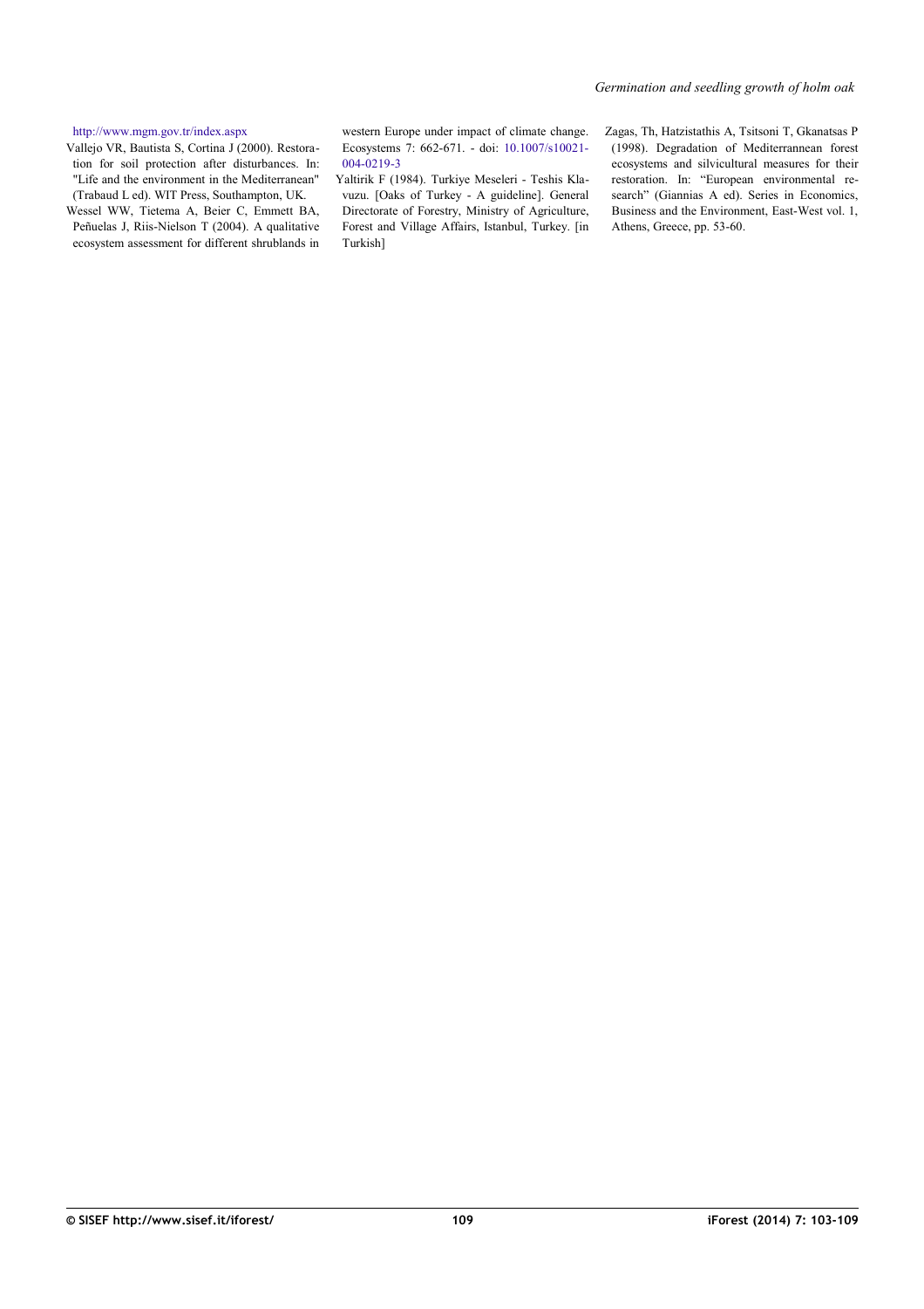http://www.mgm.gov.tr/index.aspx

Vallejo VR, Bautista S, Cortina J (2000). Restoration for soil protection after disturbances. In: "Life and the environment in the Mediterranean" (Trabaud L ed). WIT Press, Southampton, UK.

Wessel WW, Tietema A, Beier C, Emmett BA, Peñuelas J, Riis-Nielson T (2004). A qualitative ecosystem assessment for different shrublands in western Europe under impact of climate change. Ecosystems 7: 662-671. - doi: 10.1007/s10021-004-0219-3

Yaltirik F (1984). Turkiye Meseleri - Teshis Klavuzu. [Oaks of Turkey - A guideline]. General Directorate of Forestry, Ministry of Agriculture, Forest and Village Affairs, Istanbul, Turkey. [in Turkish]

Zagas, Th, Hatzistathis A, Tsitsoni T, Gkanatsas P (1998). Degradation of Mediterrannean forest ecosystems and silvicultural measures for their restoration. In: "European environmental research" (Giannias A ed). Series in Economics, Business and the Environment, East-West vol. 1, Athens, Greece, pp. 53-60.